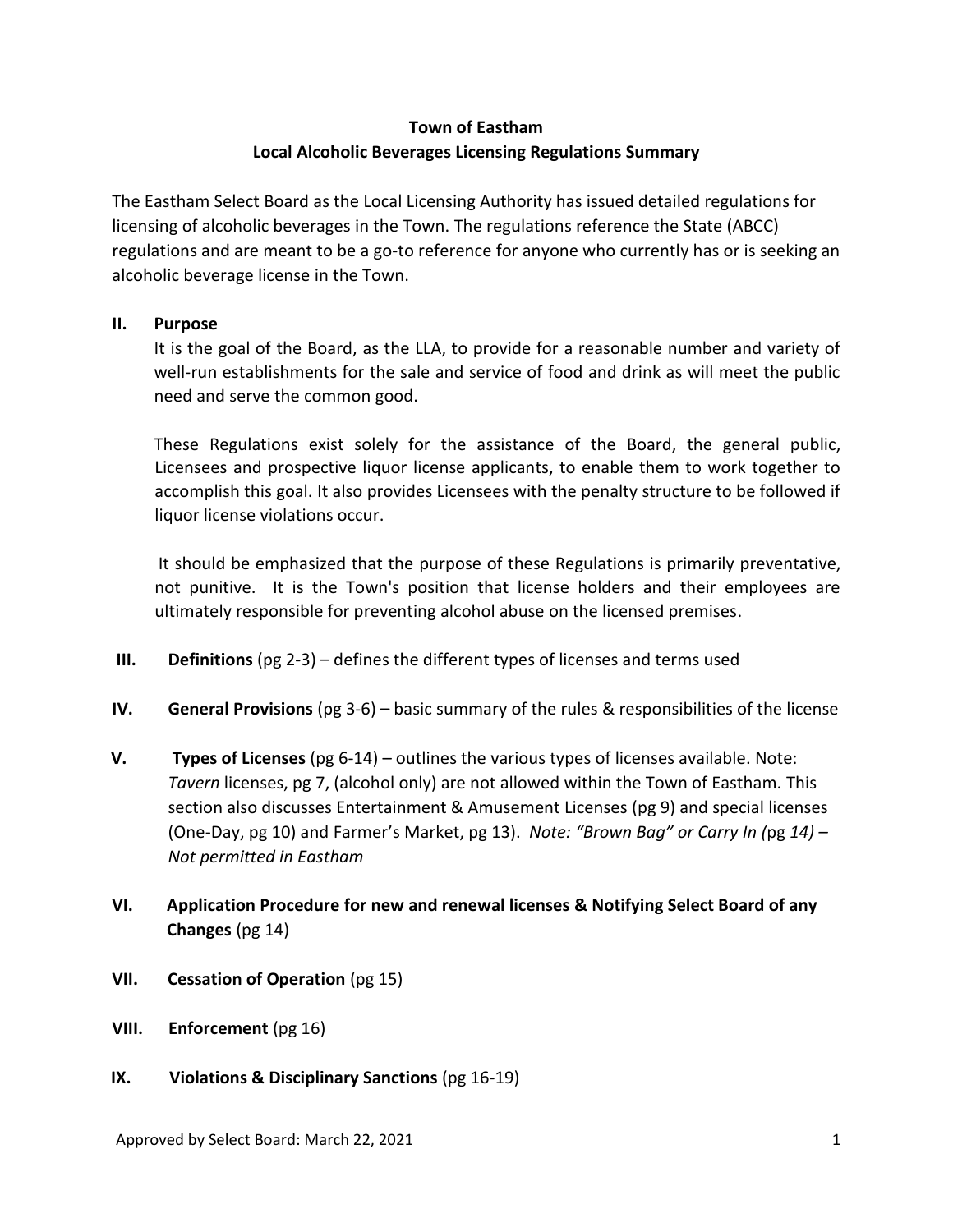# Town of Eastham
## Local Alcoholic Beverages Licensing Regulations Summary

The Eastham Select Board as the Local Licensing Authority has issued detailed regulations for licensing of alcoholic beverages in the Town. The regulations reference the State (ABCC) regulations and are meant to be a go-to reference for anyone who currently has or is seeking an alcoholic beverage license in the Town.

**II. Purpose**

It is the goal of the Board, as the LLA, to provide for a reasonable number and variety of well-run establishments for the sale and service of food and drink as will meet the public need and serve the common good.

These Regulations exist solely for the assistance of the Board, the general public, Licensees and prospective liquor license applicants, to enable them to work together to accomplish this goal. It also provides Licensees with the penalty structure to be followed if liquor license violations occur.

It should be emphasized that the purpose of these Regulations is primarily preventative, not punitive. It is the Town's position that license holders and their employees are ultimately responsible for preventing alcohol abuse on the licensed premises.

**III. Definitions** (pg 2-3) – defines the different types of licenses and terms used

**IV. General Provisions** (pg 3-6) **–** basic summary of the rules & responsibilities of the license

**V. Types of Licenses** (pg 6-14) – outlines the various types of licenses available. Note: *Tavern* licenses, pg 7, (alcohol only) are not allowed within the Town of Eastham. This section also discusses Entertainment & Amusement Licenses (pg 9) and special licenses (One-Day, pg 10) and Farmer's Market, pg 13). *Note: "Brown Bag" or Carry In (*pg *14) – Not permitted in Eastham*

**VI. Application Procedure for new and renewal licenses & Notifying Select Board of any Changes** (pg 14)

**VII. Cessation of Operation** (pg 15)

**VIII. Enforcement** (pg 16)

**IX. Violations & Disciplinary Sanctions** (pg 16-19)

Approved by Select Board: March 22, 2021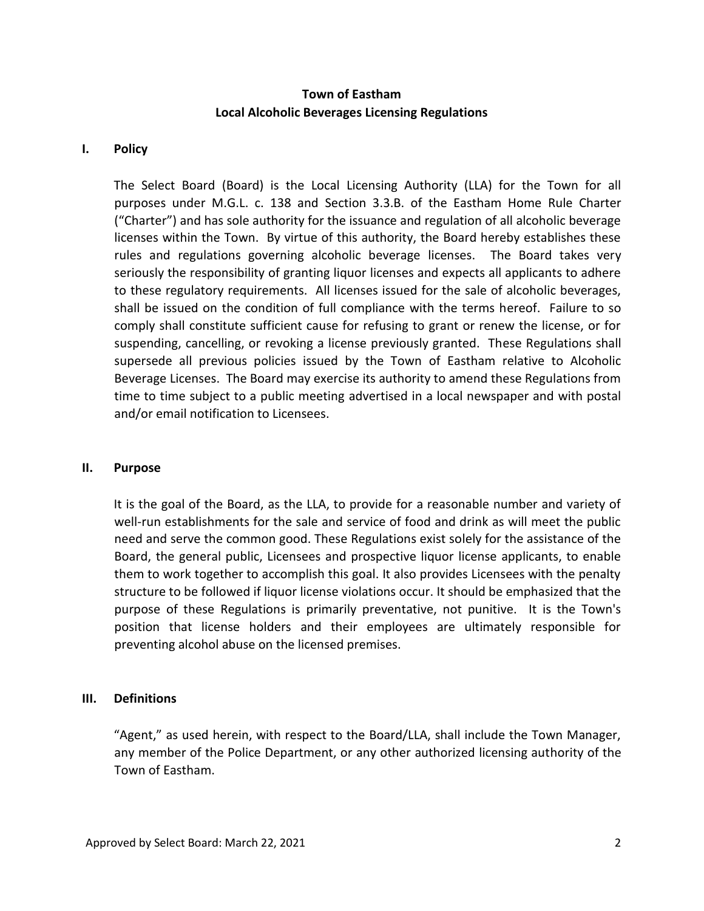**Town of Eastham**
**Local Alcoholic Beverages Licensing Regulations**

## I. Policy

The Select Board (Board) is the Local Licensing Authority (LLA) for the Town for all purposes under M.G.L. c. 138 and Section 3.3.B. of the Eastham Home Rule Charter ("Charter") and has sole authority for the issuance and regulation of all alcoholic beverage licenses within the Town. By virtue of this authority, the Board hereby establishes these rules and regulations governing alcoholic beverage licenses. The Board takes very seriously the responsibility of granting liquor licenses and expects all applicants to adhere to these regulatory requirements. All licenses issued for the sale of alcoholic beverages, shall be issued on the condition of full compliance with the terms hereof. Failure to so comply shall constitute sufficient cause for refusing to grant or renew the license, or for suspending, cancelling, or revoking a license previously granted. These Regulations shall supersede all previous policies issued by the Town of Eastham relative to Alcoholic Beverage Licenses. The Board may exercise its authority to amend these Regulations from time to time subject to a public meeting advertised in a local newspaper and with postal and/or email notification to Licensees.

## II. Purpose

It is the goal of the Board, as the LLA, to provide for a reasonable number and variety of well-run establishments for the sale and service of food and drink as will meet the public need and serve the common good. These Regulations exist solely for the assistance of the Board, the general public, Licensees and prospective liquor license applicants, to enable them to work together to accomplish this goal. It also provides Licensees with the penalty structure to be followed if liquor license violations occur. It should be emphasized that the purpose of these Regulations is primarily preventative, not punitive. It is the Town's position that license holders and their employees are ultimately responsible for preventing alcohol abuse on the licensed premises.

## III. Definitions

"Agent," as used herein, with respect to the Board/LLA, shall include the Town Manager, any member of the Police Department, or any other authorized licensing authority of the Town of Eastham.

Approved by Select Board: March 22, 2021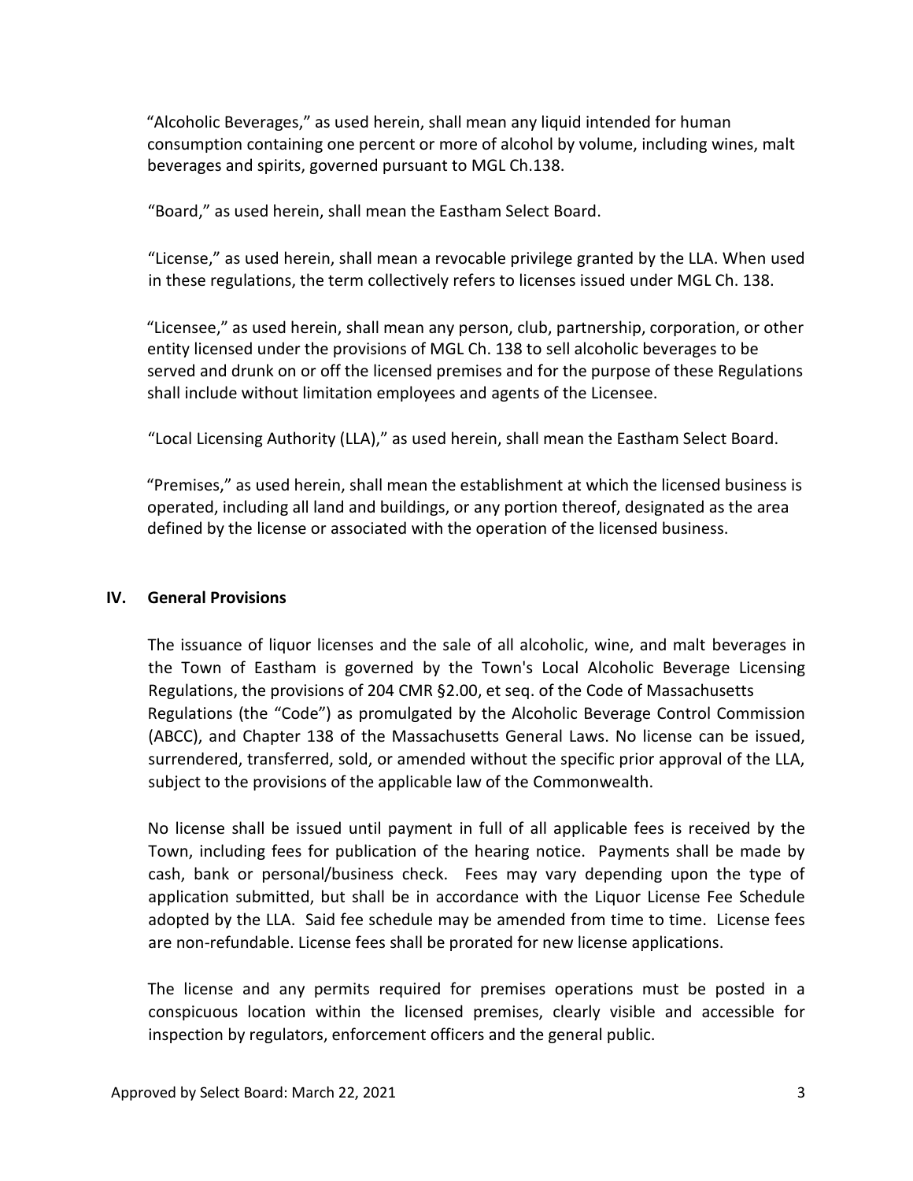"Alcoholic Beverages," as used herein, shall mean any liquid intended for human consumption containing one percent or more of alcohol by volume, including wines, malt beverages and spirits, governed pursuant to MGL Ch.138.

"Board," as used herein, shall mean the Eastham Select Board.

"License," as used herein, shall mean a revocable privilege granted by the LLA. When used in these regulations, the term collectively refers to licenses issued under MGL Ch. 138.

"Licensee," as used herein, shall mean any person, club, partnership, corporation, or other entity licensed under the provisions of MGL Ch. 138 to sell alcoholic beverages to be served and drunk on or off the licensed premises and for the purpose of these Regulations shall include without limitation employees and agents of the Licensee.

"Local Licensing Authority (LLA)," as used herein, shall mean the Eastham Select Board.

"Premises," as used herein, shall mean the establishment at which the licensed business is operated, including all land and buildings, or any portion thereof, designated as the area defined by the license or associated with the operation of the licensed business.

## IV. General Provisions

The issuance of liquor licenses and the sale of all alcoholic, wine, and malt beverages in the Town of Eastham is governed by the Town's Local Alcoholic Beverage Licensing Regulations, the provisions of 204 CMR §2.00, et seq. of the Code of Massachusetts Regulations (the "Code") as promulgated by the Alcoholic Beverage Control Commission (ABCC), and Chapter 138 of the Massachusetts General Laws. No license can be issued, surrendered, transferred, sold, or amended without the specific prior approval of the LLA, subject to the provisions of the applicable law of the Commonwealth.

No license shall be issued until payment in full of all applicable fees is received by the Town, including fees for publication of the hearing notice. Payments shall be made by cash, bank or personal/business check. Fees may vary depending upon the type of application submitted, but shall be in accordance with the Liquor License Fee Schedule adopted by the LLA. Said fee schedule may be amended from time to time. License fees are non-refundable. License fees shall be prorated for new license applications.

The license and any permits required for premises operations must be posted in a conspicuous location within the licensed premises, clearly visible and accessible for inspection by regulators, enforcement officers and the general public.

Approved by Select Board: March 22, 2021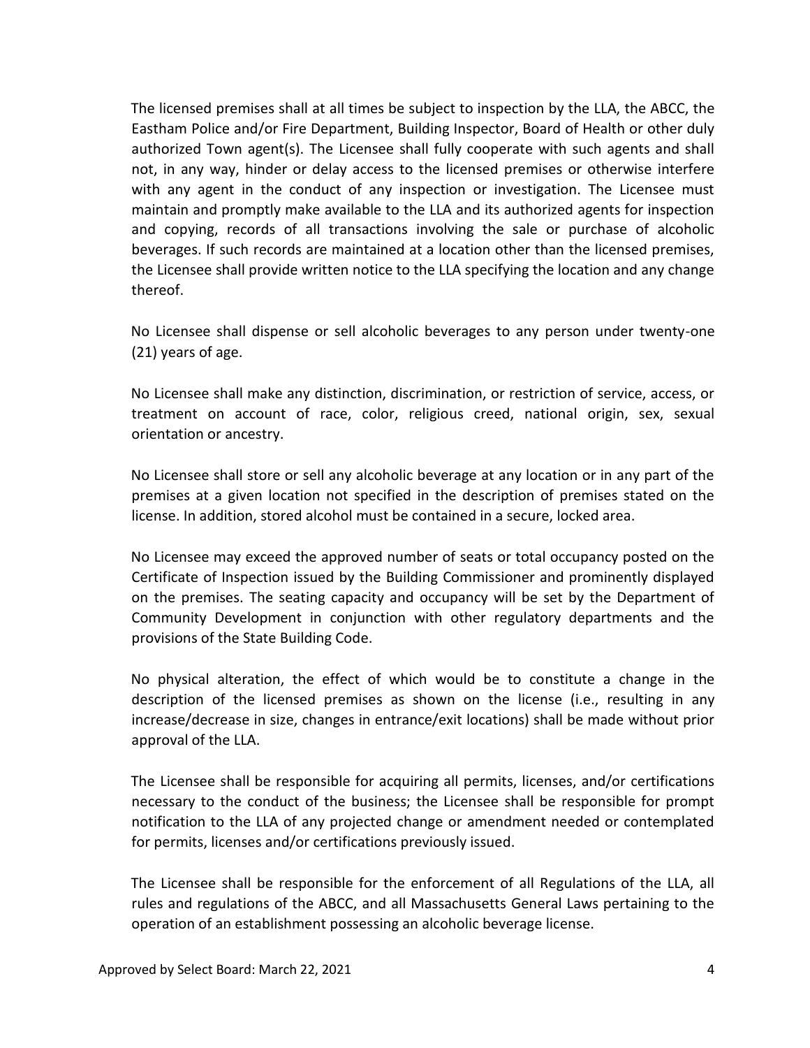The licensed premises shall at all times be subject to inspection by the LLA, the ABCC, the Eastham Police and/or Fire Department, Building Inspector, Board of Health or other duly authorized Town agent(s). The Licensee shall fully cooperate with such agents and shall not, in any way, hinder or delay access to the licensed premises or otherwise interfere with any agent in the conduct of any inspection or investigation. The Licensee must maintain and promptly make available to the LLA and its authorized agents for inspection and copying, records of all transactions involving the sale or purchase of alcoholic beverages. If such records are maintained at a location other than the licensed premises, the Licensee shall provide written notice to the LLA specifying the location and any change thereof.

No Licensee shall dispense or sell alcoholic beverages to any person under twenty-one (21) years of age.

No Licensee shall make any distinction, discrimination, or restriction of service, access, or treatment on account of race, color, religious creed, national origin, sex, sexual orientation or ancestry.

No Licensee shall store or sell any alcoholic beverage at any location or in any part of the premises at a given location not specified in the description of premises stated on the license. In addition, stored alcohol must be contained in a secure, locked area.

No Licensee may exceed the approved number of seats or total occupancy posted on the Certificate of Inspection issued by the Building Commissioner and prominently displayed on the premises. The seating capacity and occupancy will be set by the Department of Community Development in conjunction with other regulatory departments and the provisions of the State Building Code.

No physical alteration, the effect of which would be to constitute a change in the description of the licensed premises as shown on the license (i.e., resulting in any increase/decrease in size, changes in entrance/exit locations) shall be made without prior approval of the LLA.

The Licensee shall be responsible for acquiring all permits, licenses, and/or certifications necessary to the conduct of the business; the Licensee shall be responsible for prompt notification to the LLA of any projected change or amendment needed or contemplated for permits, licenses and/or certifications previously issued.

The Licensee shall be responsible for the enforcement of all Regulations of the LLA, all rules and regulations of the ABCC, and all Massachusetts General Laws pertaining to the operation of an establishment possessing an alcoholic beverage license.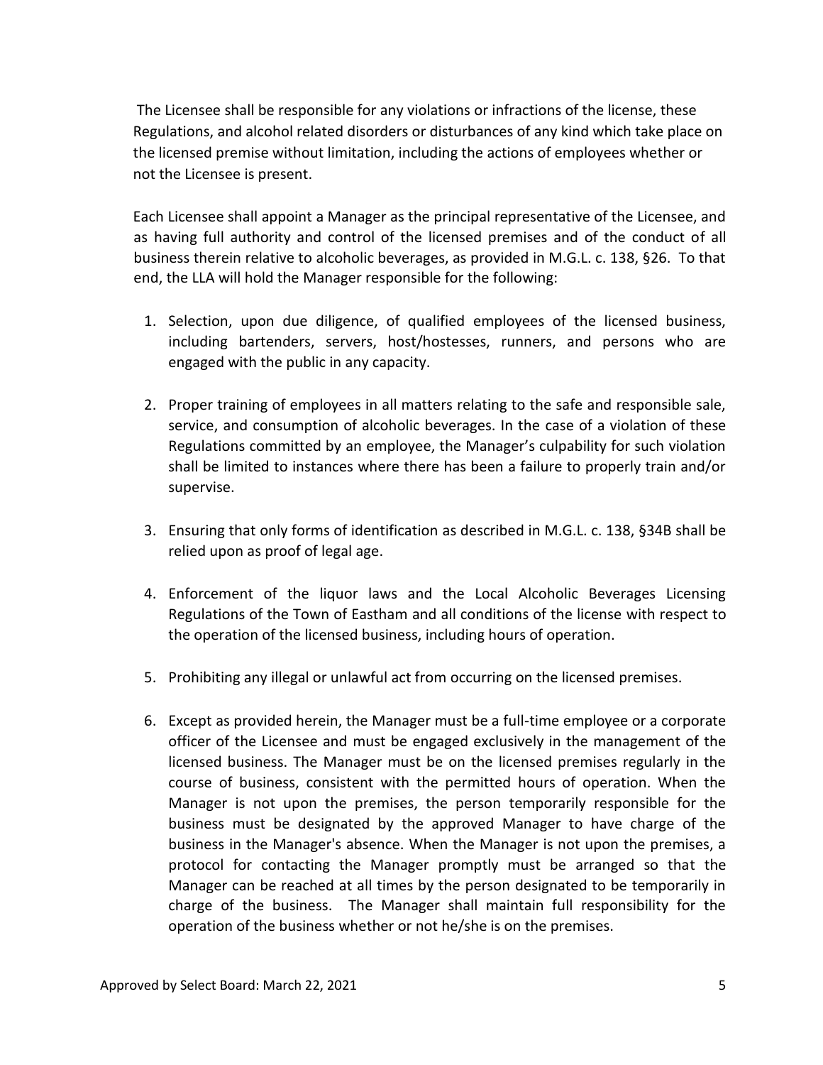The Licensee shall be responsible for any violations or infractions of the license, these Regulations, and alcohol related disorders or disturbances of any kind which take place on the licensed premise without limitation, including the actions of employees whether or not the Licensee is present.

Each Licensee shall appoint a Manager as the principal representative of the Licensee, and as having full authority and control of the licensed premises and of the conduct of all business therein relative to alcoholic beverages, as provided in M.G.L. c. 138, §26. To that end, the LLA will hold the Manager responsible for the following:

1. Selection, upon due diligence, of qualified employees of the licensed business, including bartenders, servers, host/hostesses, runners, and persons who are engaged with the public in any capacity.

2. Proper training of employees in all matters relating to the safe and responsible sale, service, and consumption of alcoholic beverages. In the case of a violation of these Regulations committed by an employee, the Manager's culpability for such violation shall be limited to instances where there has been a failure to properly train and/or supervise.

3. Ensuring that only forms of identification as described in M.G.L. c. 138, §34B shall be relied upon as proof of legal age.

4. Enforcement of the liquor laws and the Local Alcoholic Beverages Licensing Regulations of the Town of Eastham and all conditions of the license with respect to the operation of the licensed business, including hours of operation.

5. Prohibiting any illegal or unlawful act from occurring on the licensed premises.

6. Except as provided herein, the Manager must be a full-time employee or a corporate officer of the Licensee and must be engaged exclusively in the management of the licensed business. The Manager must be on the licensed premises regularly in the course of business, consistent with the permitted hours of operation. When the Manager is not upon the premises, the person temporarily responsible for the business must be designated by the approved Manager to have charge of the business in the Manager's absence. When the Manager is not upon the premises, a protocol for contacting the Manager promptly must be arranged so that the Manager can be reached at all times by the person designated to be temporarily in charge of the business. The Manager shall maintain full responsibility for the operation of the business whether or not he/she is on the premises.

Approved by Select Board: March 22, 2021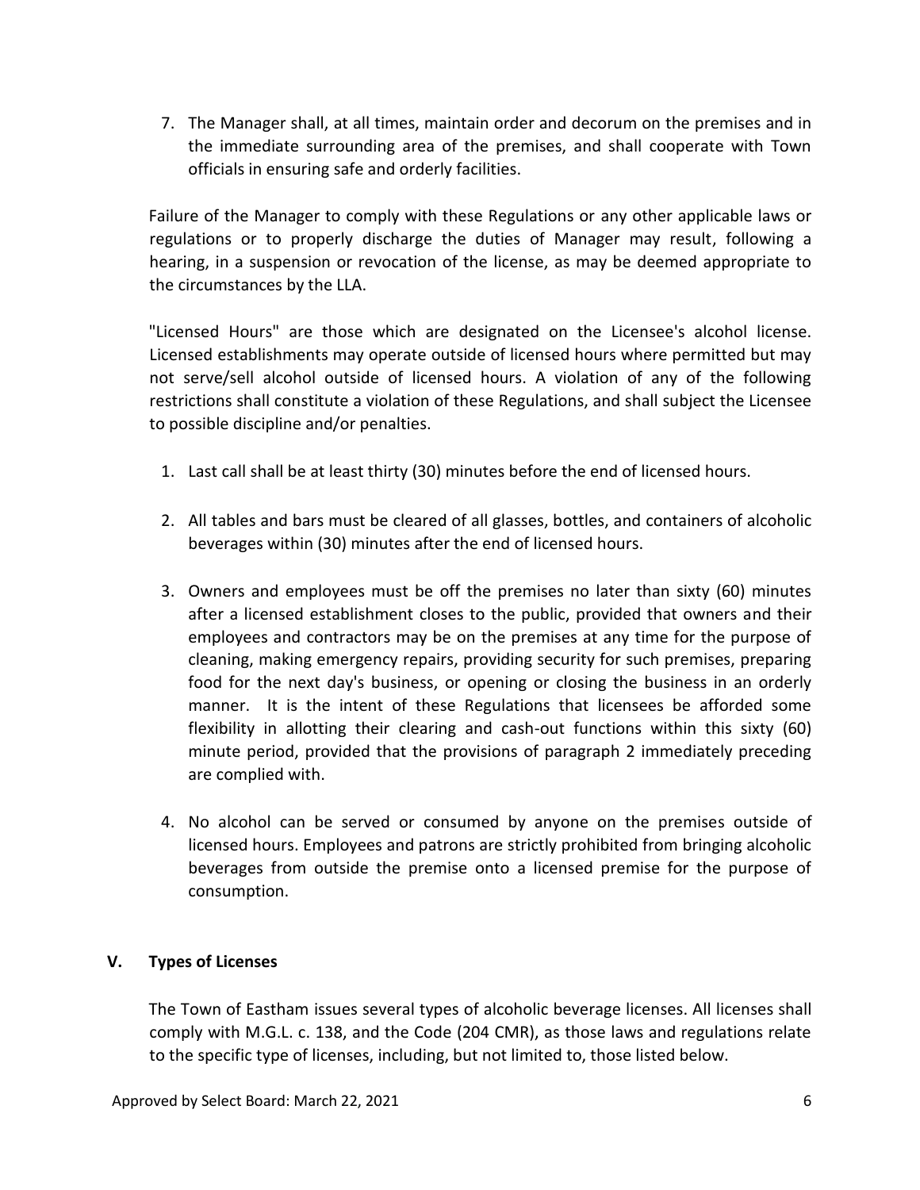7. The Manager shall, at all times, maintain order and decorum on the premises and in the immediate surrounding area of the premises, and shall cooperate with Town officials in ensuring safe and orderly facilities.

Failure of the Manager to comply with these Regulations or any other applicable laws or regulations or to properly discharge the duties of Manager may result, following a hearing, in a suspension or revocation of the license, as may be deemed appropriate to the circumstances by the LLA.

"Licensed Hours" are those which are designated on the Licensee's alcohol license. Licensed establishments may operate outside of licensed hours where permitted but may not serve/sell alcohol outside of licensed hours. A violation of any of the following restrictions shall constitute a violation of these Regulations, and shall subject the Licensee to possible discipline and/or penalties.

1. Last call shall be at least thirty (30) minutes before the end of licensed hours.

2. All tables and bars must be cleared of all glasses, bottles, and containers of alcoholic beverages within (30) minutes after the end of licensed hours.

3. Owners and employees must be off the premises no later than sixty (60) minutes after a licensed establishment closes to the public, provided that owners and their employees and contractors may be on the premises at any time for the purpose of cleaning, making emergency repairs, providing security for such premises, preparing food for the next day's business, or opening or closing the business in an orderly manner. It is the intent of these Regulations that licensees be afforded some flexibility in allotting their clearing and cash-out functions within this sixty (60) minute period, provided that the provisions of paragraph 2 immediately preceding are complied with.

4. No alcohol can be served or consumed by anyone on the premises outside of licensed hours. Employees and patrons are strictly prohibited from bringing alcoholic beverages from outside the premise onto a licensed premise for the purpose of consumption.

## V. Types of Licenses

The Town of Eastham issues several types of alcoholic beverage licenses. All licenses shall comply with M.G.L. c. 138, and the Code (204 CMR), as those laws and regulations relate to the specific type of licenses, including, but not limited to, those listed below.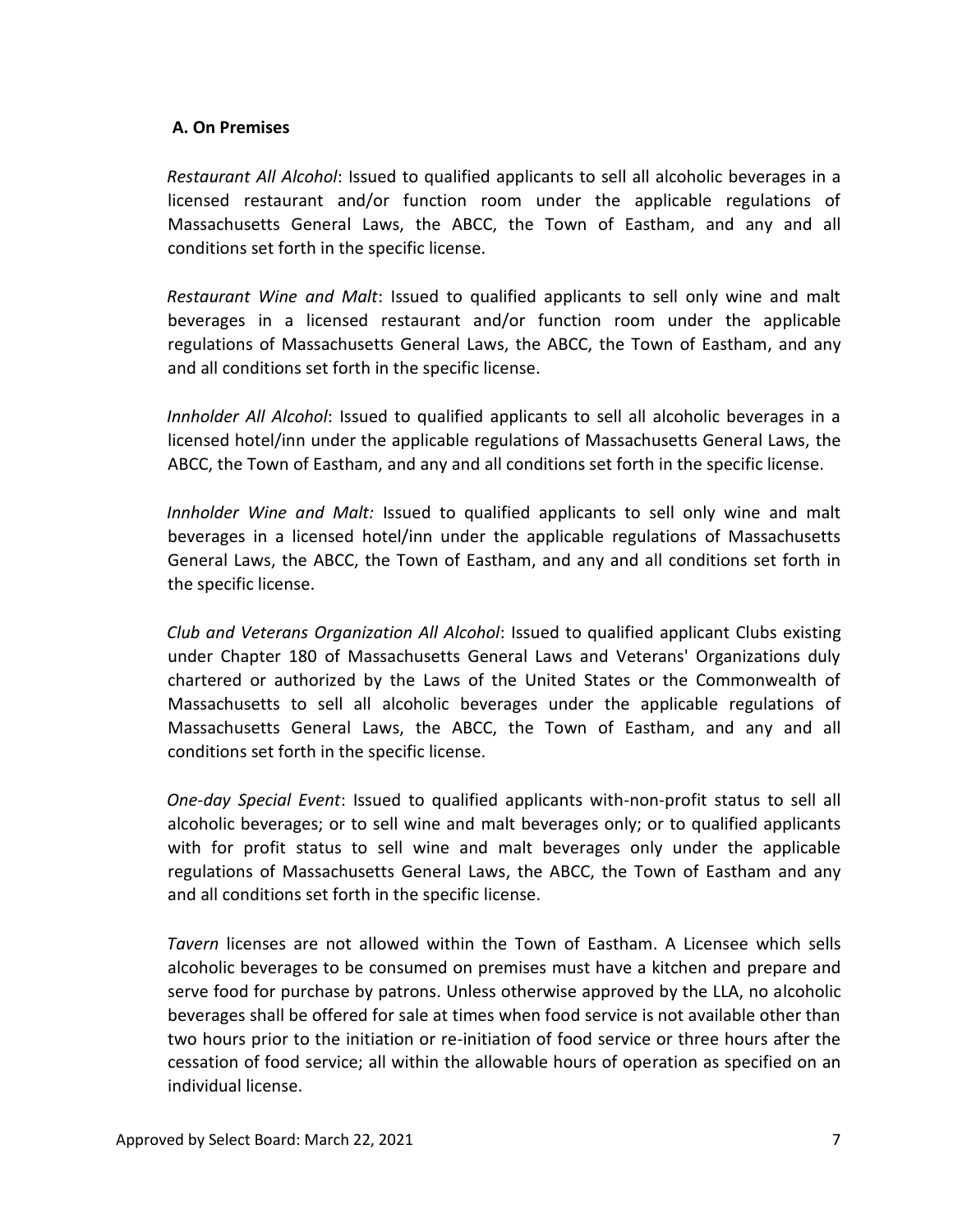### A. On Premises

*Restaurant All Alcohol*: Issued to qualified applicants to sell all alcoholic beverages in a licensed restaurant and/or function room under the applicable regulations of Massachusetts General Laws, the ABCC, the Town of Eastham, and any and all conditions set forth in the specific license.

*Restaurant Wine and Malt*: Issued to qualified applicants to sell only wine and malt beverages in a licensed restaurant and/or function room under the applicable regulations of Massachusetts General Laws, the ABCC, the Town of Eastham, and any and all conditions set forth in the specific license.

*Innholder All Alcohol*: Issued to qualified applicants to sell all alcoholic beverages in a licensed hotel/inn under the applicable regulations of Massachusetts General Laws, the ABCC, the Town of Eastham, and any and all conditions set forth in the specific license.

*Innholder Wine and Malt:* Issued to qualified applicants to sell only wine and malt beverages in a licensed hotel/inn under the applicable regulations of Massachusetts General Laws, the ABCC, the Town of Eastham, and any and all conditions set forth in the specific license.

*Club and Veterans Organization All Alcohol*: Issued to qualified applicant Clubs existing under Chapter 180 of Massachusetts General Laws and Veterans' Organizations duly chartered or authorized by the Laws of the United States or the Commonwealth of Massachusetts to sell all alcoholic beverages under the applicable regulations of Massachusetts General Laws, the ABCC, the Town of Eastham, and any and all conditions set forth in the specific license.

*One-day Special Event*: Issued to qualified applicants with-non-profit status to sell all alcoholic beverages; or to sell wine and malt beverages only; or to qualified applicants with for profit status to sell wine and malt beverages only under the applicable regulations of Massachusetts General Laws, the ABCC, the Town of Eastham and any and all conditions set forth in the specific license.

*Tavern* licenses are not allowed within the Town of Eastham. A Licensee which sells alcoholic beverages to be consumed on premises must have a kitchen and prepare and serve food for purchase by patrons. Unless otherwise approved by the LLA, no alcoholic beverages shall be offered for sale at times when food service is not available other than two hours prior to the initiation or re-initiation of food service or three hours after the cessation of food service; all within the allowable hours of operation as specified on an individual license.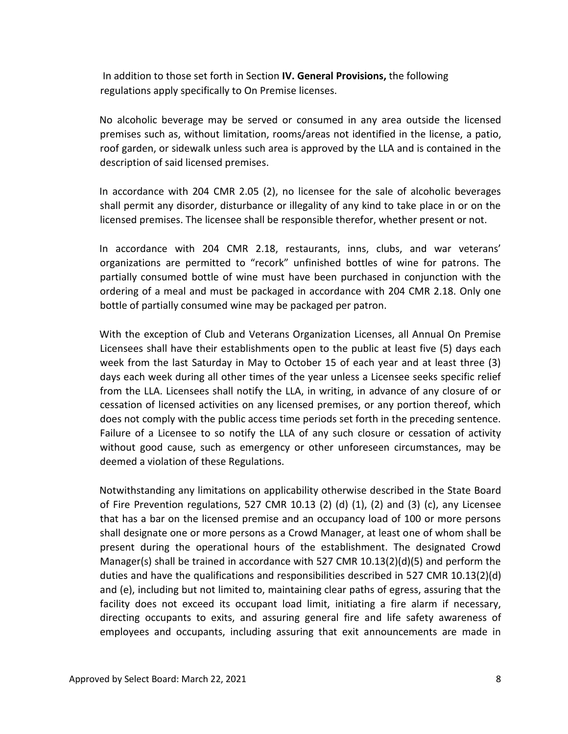In addition to those set forth in Section **IV. General Provisions,** the following regulations apply specifically to On Premise licenses.

No alcoholic beverage may be served or consumed in any area outside the licensed premises such as, without limitation, rooms/areas not identified in the license, a patio, roof garden, or sidewalk unless such area is approved by the LLA and is contained in the description of said licensed premises.

In accordance with 204 CMR 2.05 (2), no licensee for the sale of alcoholic beverages shall permit any disorder, disturbance or illegality of any kind to take place in or on the licensed premises. The licensee shall be responsible therefor, whether present or not.

In accordance with 204 CMR 2.18, restaurants, inns, clubs, and war veterans' organizations are permitted to "recork" unfinished bottles of wine for patrons. The partially consumed bottle of wine must have been purchased in conjunction with the ordering of a meal and must be packaged in accordance with 204 CMR 2.18. Only one bottle of partially consumed wine may be packaged per patron.

With the exception of Club and Veterans Organization Licenses, all Annual On Premise Licensees shall have their establishments open to the public at least five (5) days each week from the last Saturday in May to October 15 of each year and at least three (3) days each week during all other times of the year unless a Licensee seeks specific relief from the LLA. Licensees shall notify the LLA, in writing, in advance of any closure of or cessation of licensed activities on any licensed premises, or any portion thereof, which does not comply with the public access time periods set forth in the preceding sentence. Failure of a Licensee to so notify the LLA of any such closure or cessation of activity without good cause, such as emergency or other unforeseen circumstances, may be deemed a violation of these Regulations.

Notwithstanding any limitations on applicability otherwise described in the State Board of Fire Prevention regulations, 527 CMR 10.13 (2) (d) (1), (2) and (3) (c), any Licensee that has a bar on the licensed premise and an occupancy load of 100 or more persons shall designate one or more persons as a Crowd Manager, at least one of whom shall be present during the operational hours of the establishment. The designated Crowd Manager(s) shall be trained in accordance with 527 CMR 10.13(2)(d)(5) and perform the duties and have the qualifications and responsibilities described in 527 CMR 10.13(2)(d) and (e), including but not limited to, maintaining clear paths of egress, assuring that the facility does not exceed its occupant load limit, initiating a fire alarm if necessary, directing occupants to exits, and assuring general fire and life safety awareness of employees and occupants, including assuring that exit announcements are made in

Approved by Select Board: March 22, 2021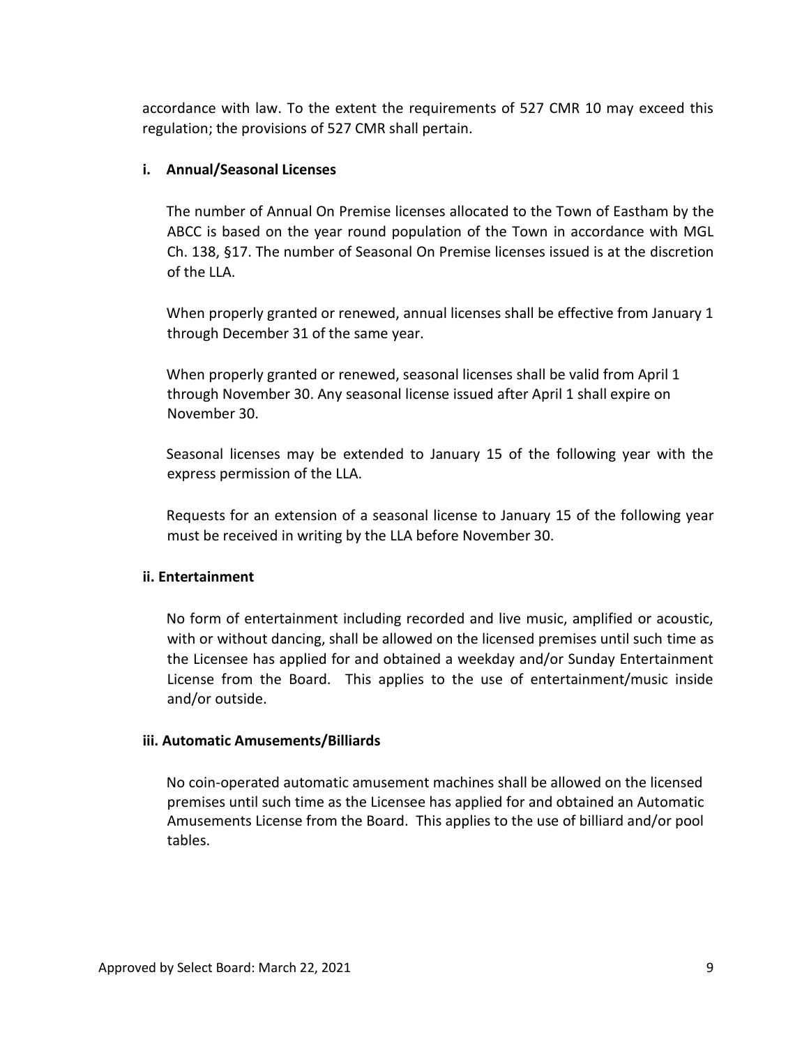accordance with law. To the extent the requirements of 527 CMR 10 may exceed this regulation; the provisions of 527 CMR shall pertain.

#### i. Annual/Seasonal Licenses

The number of Annual On Premise licenses allocated to the Town of Eastham by the ABCC is based on the year round population of the Town in accordance with MGL Ch. 138, §17. The number of Seasonal On Premise licenses issued is at the discretion of the LLA.

When properly granted or renewed, annual licenses shall be effective from January 1 through December 31 of the same year.

When properly granted or renewed, seasonal licenses shall be valid from April 1 through November 30. Any seasonal license issued after April 1 shall expire on November 30.

Seasonal licenses may be extended to January 15 of the following year with the express permission of the LLA.

Requests for an extension of a seasonal license to January 15 of the following year must be received in writing by the LLA before November 30.

#### ii. Entertainment

No form of entertainment including recorded and live music, amplified or acoustic, with or without dancing, shall be allowed on the licensed premises until such time as the Licensee has applied for and obtained a weekday and/or Sunday Entertainment License from the Board. This applies to the use of entertainment/music inside and/or outside.

#### iii. Automatic Amusements/Billiards

No coin-operated automatic amusement machines shall be allowed on the licensed premises until such time as the Licensee has applied for and obtained an Automatic Amusements License from the Board. This applies to the use of billiard and/or pool tables.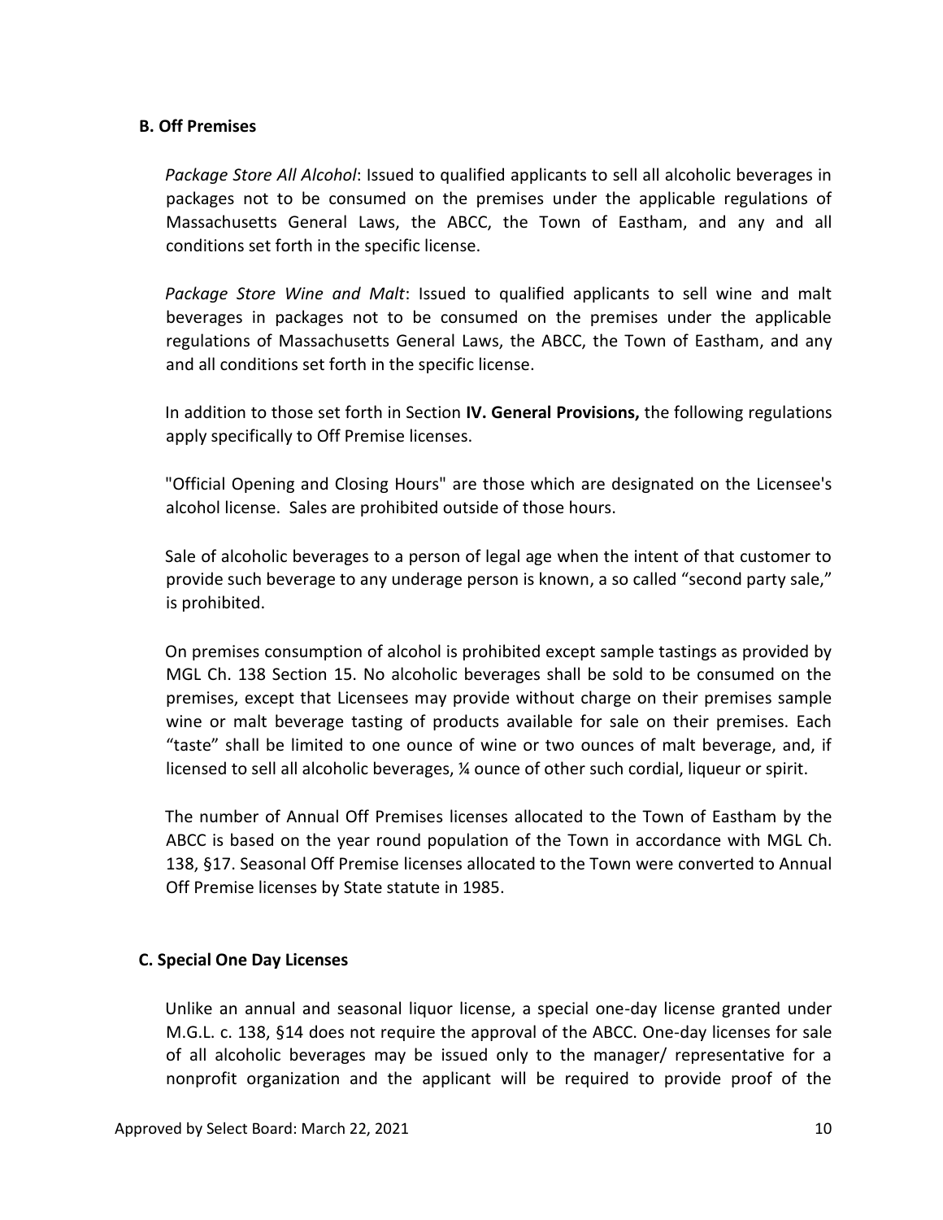### B. Off Premises

*Package Store All Alcohol*: Issued to qualified applicants to sell all alcoholic beverages in packages not to be consumed on the premises under the applicable regulations of Massachusetts General Laws, the ABCC, the Town of Eastham, and any and all conditions set forth in the specific license.

*Package Store Wine and Malt*: Issued to qualified applicants to sell wine and malt beverages in packages not to be consumed on the premises under the applicable regulations of Massachusetts General Laws, the ABCC, the Town of Eastham, and any and all conditions set forth in the specific license.

In addition to those set forth in Section **IV. General Provisions,** the following regulations apply specifically to Off Premise licenses.

"Official Opening and Closing Hours" are those which are designated on the Licensee's alcohol license. Sales are prohibited outside of those hours.

Sale of alcoholic beverages to a person of legal age when the intent of that customer to provide such beverage to any underage person is known, a so called "second party sale," is prohibited.

On premises consumption of alcohol is prohibited except sample tastings as provided by MGL Ch. 138 Section 15. No alcoholic beverages shall be sold to be consumed on the premises, except that Licensees may provide without charge on their premises sample wine or malt beverage tasting of products available for sale on their premises. Each "taste" shall be limited to one ounce of wine or two ounces of malt beverage, and, if licensed to sell all alcoholic beverages, ¼ ounce of other such cordial, liqueur or spirit.

The number of Annual Off Premises licenses allocated to the Town of Eastham by the ABCC is based on the year round population of the Town in accordance with MGL Ch. 138, §17. Seasonal Off Premise licenses allocated to the Town were converted to Annual Off Premise licenses by State statute in 1985.

### C. Special One Day Licenses

Unlike an annual and seasonal liquor license, a special one-day license granted under M.G.L. c. 138, §14 does not require the approval of the ABCC. One-day licenses for sale of all alcoholic beverages may be issued only to the manager/ representative for a nonprofit organization and the applicant will be required to provide proof of the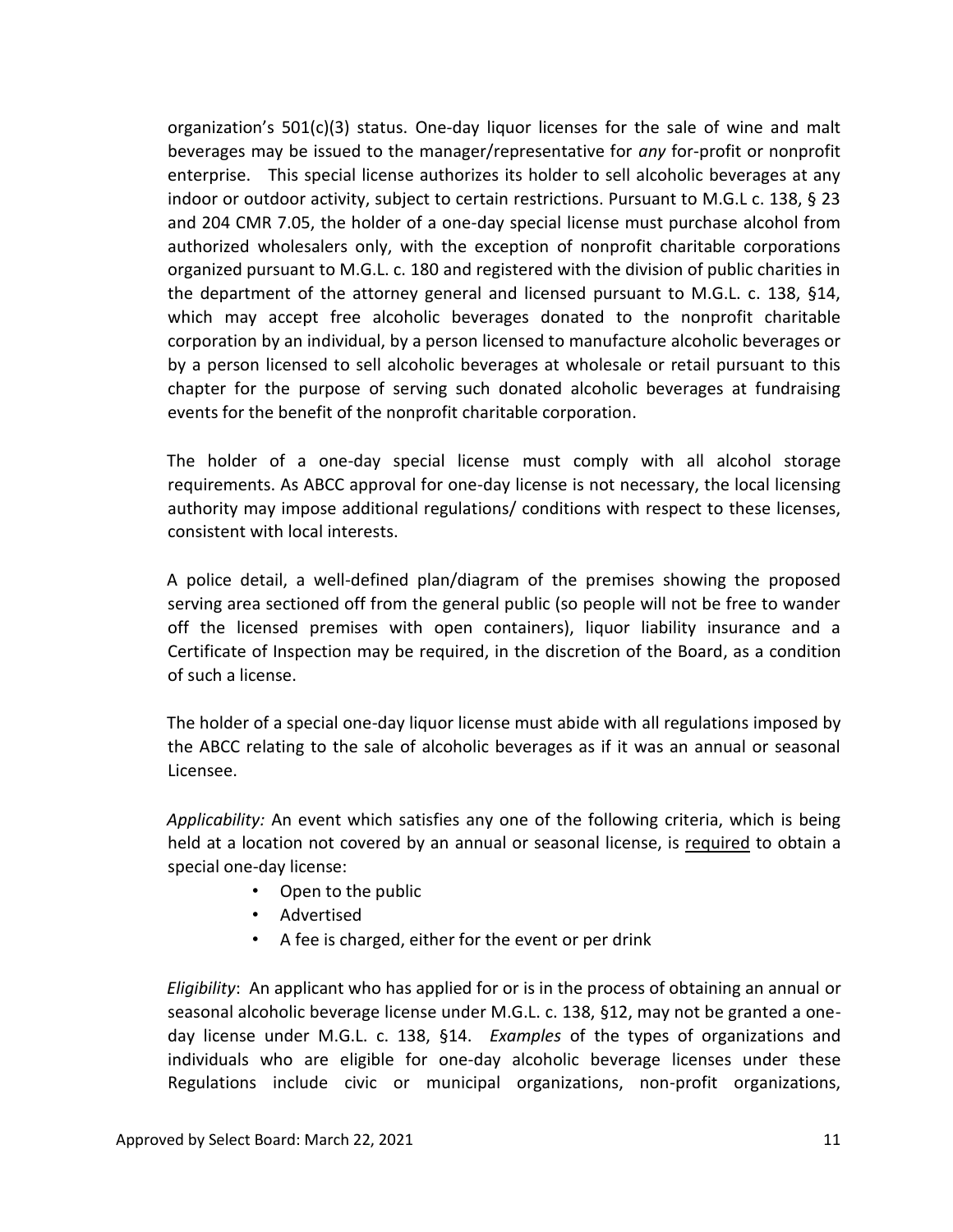organization's 501(c)(3) status. One-day liquor licenses for the sale of wine and malt beverages may be issued to the manager/representative for *any* for-profit or nonprofit enterprise. This special license authorizes its holder to sell alcoholic beverages at any indoor or outdoor activity, subject to certain restrictions. Pursuant to M.G.L c. 138, § 23 and 204 CMR 7.05, the holder of a one-day special license must purchase alcohol from authorized wholesalers only, with the exception of nonprofit charitable corporations organized pursuant to M.G.L. c. 180 and registered with the division of public charities in the department of the attorney general and licensed pursuant to M.G.L. c. 138, §14, which may accept free alcoholic beverages donated to the nonprofit charitable corporation by an individual, by a person licensed to manufacture alcoholic beverages or by a person licensed to sell alcoholic beverages at wholesale or retail pursuant to this chapter for the purpose of serving such donated alcoholic beverages at fundraising events for the benefit of the nonprofit charitable corporation.

The holder of a one-day special license must comply with all alcohol storage requirements. As ABCC approval for one-day license is not necessary, the local licensing authority may impose additional regulations/ conditions with respect to these licenses, consistent with local interests.

A police detail, a well-defined plan/diagram of the premises showing the proposed serving area sectioned off from the general public (so people will not be free to wander off the licensed premises with open containers), liquor liability insurance and a Certificate of Inspection may be required, in the discretion of the Board, as a condition of such a license.

The holder of a special one-day liquor license must abide with all regulations imposed by the ABCC relating to the sale of alcoholic beverages as if it was an annual or seasonal Licensee.

*Applicability:* An event which satisfies any one of the following criteria, which is being held at a location not covered by an annual or seasonal license, is <u>required</u> to obtain a special one-day license:

- Open to the public
- Advertised
- A fee is charged, either for the event or per drink

*Eligibility*: An applicant who has applied for or is in the process of obtaining an annual or seasonal alcoholic beverage license under M.G.L. c. 138, §12, may not be granted a one-day license under M.G.L. c. 138, §14. *Examples* of the types of organizations and individuals who are eligible for one-day alcoholic beverage licenses under these Regulations include civic or municipal organizations, non-profit organizations,

Approved by Select Board: March 22, 2021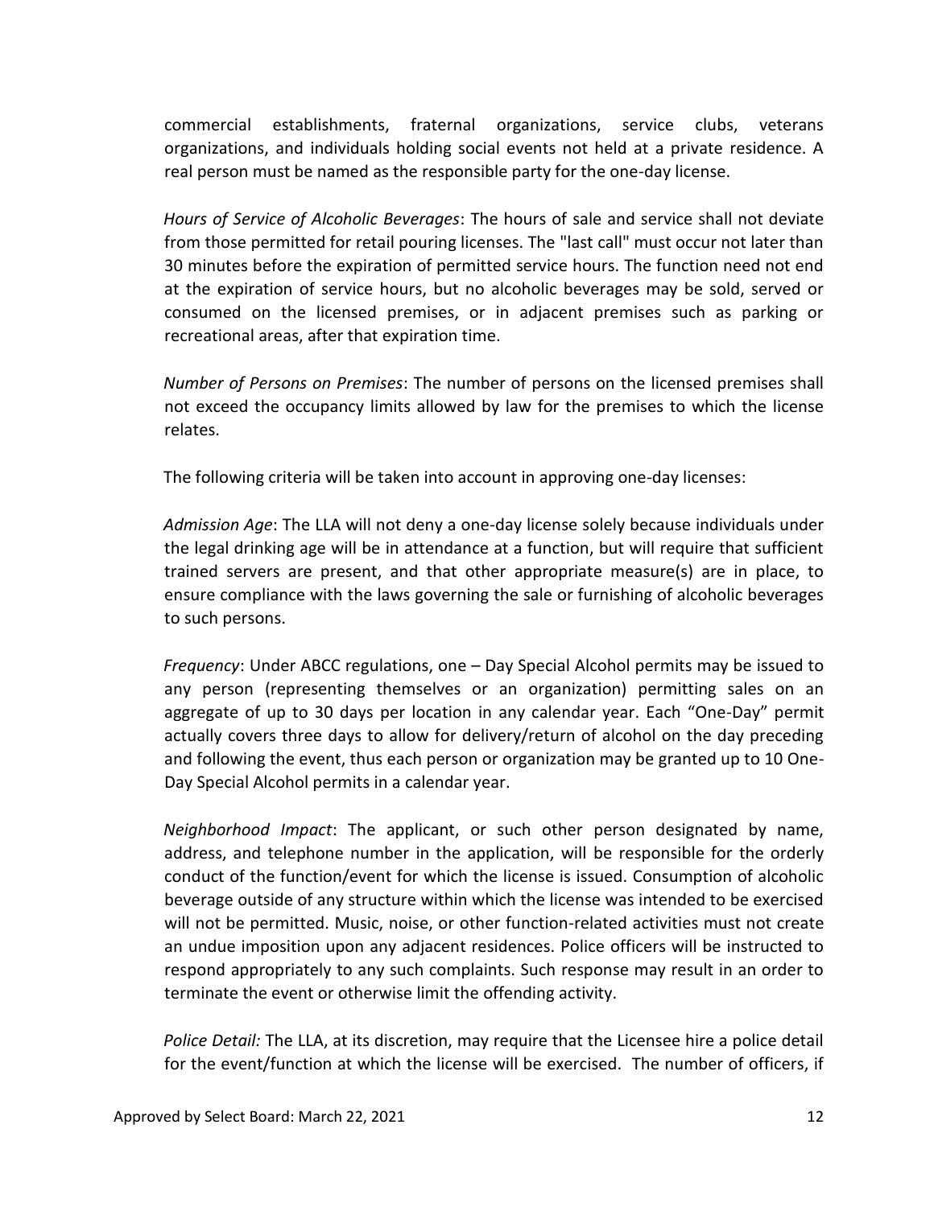commercial establishments, fraternal organizations, service clubs, veterans organizations, and individuals holding social events not held at a private residence. A real person must be named as the responsible party for the one-day license.

*Hours of Service of Alcoholic Beverages*: The hours of sale and service shall not deviate from those permitted for retail pouring licenses. The "last call" must occur not later than 30 minutes before the expiration of permitted service hours. The function need not end at the expiration of service hours, but no alcoholic beverages may be sold, served or consumed on the licensed premises, or in adjacent premises such as parking or recreational areas, after that expiration time.

*Number of Persons on Premises*: The number of persons on the licensed premises shall not exceed the occupancy limits allowed by law for the premises to which the license relates.

The following criteria will be taken into account in approving one-day licenses:

*Admission Age*: The LLA will not deny a one-day license solely because individuals under the legal drinking age will be in attendance at a function, but will require that sufficient trained servers are present, and that other appropriate measure(s) are in place, to ensure compliance with the laws governing the sale or furnishing of alcoholic beverages to such persons.

*Frequency*: Under ABCC regulations, one – Day Special Alcohol permits may be issued to any person (representing themselves or an organization) permitting sales on an aggregate of up to 30 days per location in any calendar year. Each "One-Day" permit actually covers three days to allow for delivery/return of alcohol on the day preceding and following the event, thus each person or organization may be granted up to 10 One-Day Special Alcohol permits in a calendar year.

*Neighborhood Impact*: The applicant, or such other person designated by name, address, and telephone number in the application, will be responsible for the orderly conduct of the function/event for which the license is issued. Consumption of alcoholic beverage outside of any structure within which the license was intended to be exercised will not be permitted. Music, noise, or other function-related activities must not create an undue imposition upon any adjacent residences. Police officers will be instructed to respond appropriately to any such complaints. Such response may result in an order to terminate the event or otherwise limit the offending activity.

*Police Detail:* The LLA, at its discretion, may require that the Licensee hire a police detail for the event/function at which the license will be exercised. The number of officers, if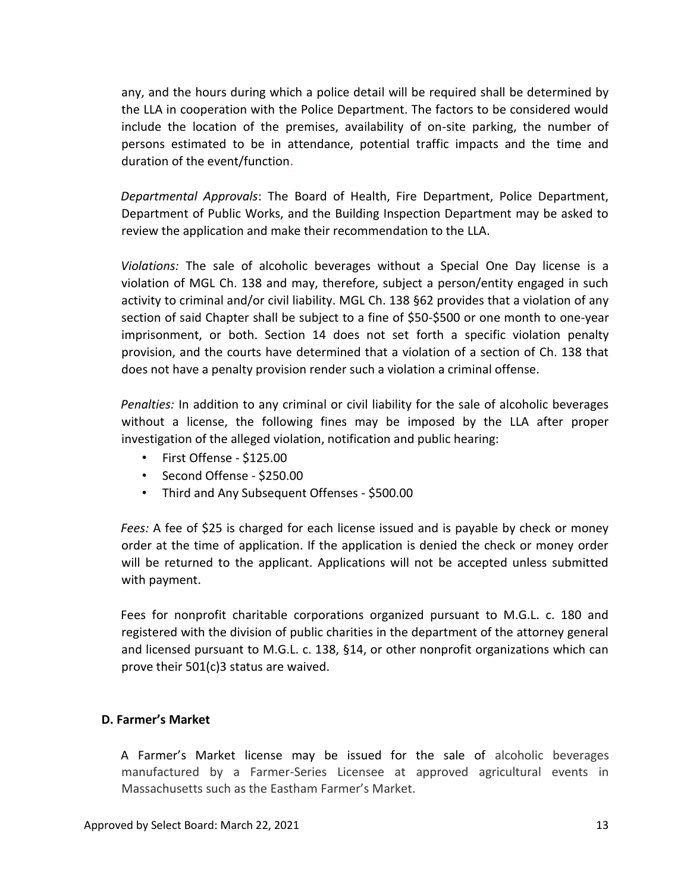any, and the hours during which a police detail will be required shall be determined by the LLA in cooperation with the Police Department. The factors to be considered would include the location of the premises, availability of on-site parking, the number of persons estimated to be in attendance, potential traffic impacts and the time and duration of the event/function.

*Departmental Approvals*: The Board of Health, Fire Department, Police Department, Department of Public Works, and the Building Inspection Department may be asked to review the application and make their recommendation to the LLA.

*Violations:* The sale of alcoholic beverages without a Special One Day license is a violation of MGL Ch. 138 and may, therefore, subject a person/entity engaged in such activity to criminal and/or civil liability. MGL Ch. 138 §62 provides that a violation of any section of said Chapter shall be subject to a fine of $50-$500 or one month to one-year imprisonment, or both. Section 14 does not set forth a specific violation penalty provision, and the courts have determined that a violation of a section of Ch. 138 that does not have a penalty provision render such a violation a criminal offense.

*Penalties:* In addition to any criminal or civil liability for the sale of alcoholic beverages without a license, the following fines may be imposed by the LLA after proper investigation of the alleged violation, notification and public hearing:

- First Offense - $125.00
- Second Offense - $250.00
- Third and Any Subsequent Offenses - $500.00

*Fees:* A fee of $25 is charged for each license issued and is payable by check or money order at the time of application. If the application is denied the check or money order will be returned to the applicant. Applications will not be accepted unless submitted with payment.

Fees for nonprofit charitable corporations organized pursuant to M.G.L. c. 180 and registered with the division of public charities in the department of the attorney general and licensed pursuant to M.G.L. c. 138, §14, or other nonprofit organizations which can prove their 501(c)3 status are waived.

**D. Farmer's Market**

A Farmer's Market license may be issued for the sale of alcoholic beverages manufactured by a Farmer-Series Licensee at approved agricultural events in Massachusetts such as the Eastham Farmer's Market.

Approved by Select Board: March 22, 2021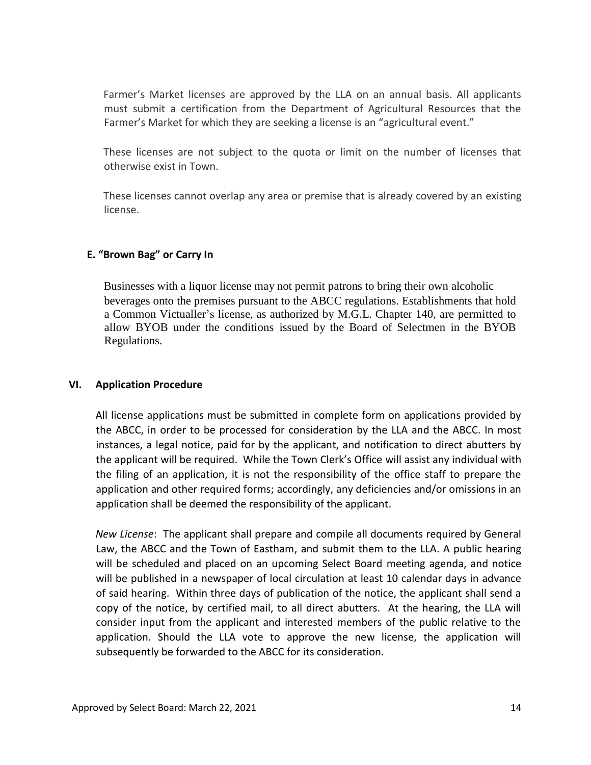Farmer's Market licenses are approved by the LLA on an annual basis. All applicants must submit a certification from the Department of Agricultural Resources that the Farmer's Market for which they are seeking a license is an "agricultural event."

These licenses are not subject to the quota or limit on the number of licenses that otherwise exist in Town.

These licenses cannot overlap any area or premise that is already covered by an existing license.

### E. "Brown Bag" or Carry In

Businesses with a liquor license may not permit patrons to bring their own alcoholic beverages onto the premises pursuant to the ABCC regulations. Establishments that hold a Common Victualler's license, as authorized by M.G.L. Chapter 140, are permitted to allow BYOB under the conditions issued by the Board of Selectmen in the BYOB Regulations.

## VI. Application Procedure

All license applications must be submitted in complete form on applications provided by the ABCC, in order to be processed for consideration by the LLA and the ABCC. In most instances, a legal notice, paid for by the applicant, and notification to direct abutters by the applicant will be required. While the Town Clerk's Office will assist any individual with the filing of an application, it is not the responsibility of the office staff to prepare the application and other required forms; accordingly, any deficiencies and/or omissions in an application shall be deemed the responsibility of the applicant.

*New License*: The applicant shall prepare and compile all documents required by General Law, the ABCC and the Town of Eastham, and submit them to the LLA. A public hearing will be scheduled and placed on an upcoming Select Board meeting agenda, and notice will be published in a newspaper of local circulation at least 10 calendar days in advance of said hearing. Within three days of publication of the notice, the applicant shall send a copy of the notice, by certified mail, to all direct abutters. At the hearing, the LLA will consider input from the applicant and interested members of the public relative to the application. Should the LLA vote to approve the new license, the application will subsequently be forwarded to the ABCC for its consideration.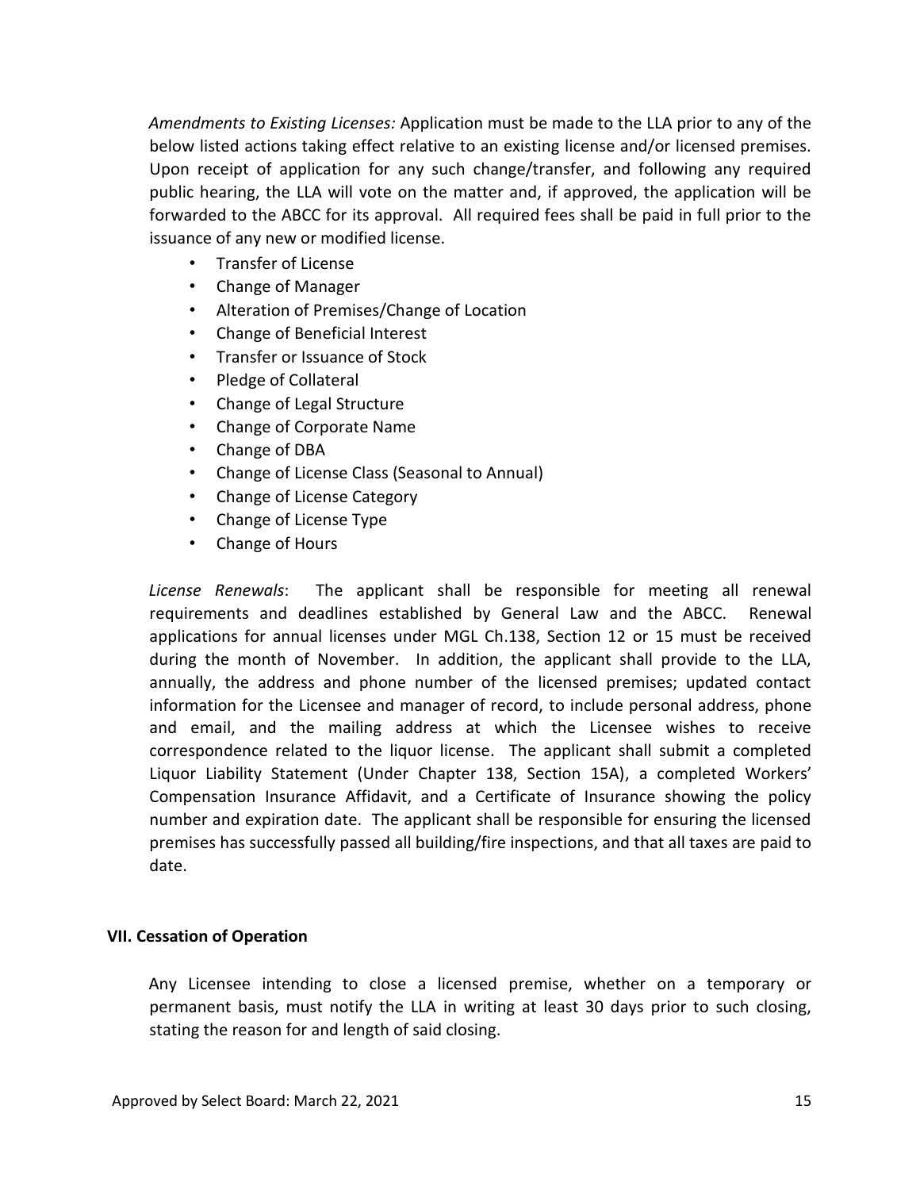*Amendments to Existing Licenses:* Application must be made to the LLA prior to any of the below listed actions taking effect relative to an existing license and/or licensed premises. Upon receipt of application for any such change/transfer, and following any required public hearing, the LLA will vote on the matter and, if approved, the application will be forwarded to the ABCC for its approval. All required fees shall be paid in full prior to the issuance of any new or modified license.

- Transfer of License
- Change of Manager
- Alteration of Premises/Change of Location
- Change of Beneficial Interest
- Transfer or Issuance of Stock
- Pledge of Collateral
- Change of Legal Structure
- Change of Corporate Name
- Change of DBA
- Change of License Class (Seasonal to Annual)
- Change of License Category
- Change of License Type
- Change of Hours

*License Renewals*: The applicant shall be responsible for meeting all renewal requirements and deadlines established by General Law and the ABCC. Renewal applications for annual licenses under MGL Ch.138, Section 12 or 15 must be received during the month of November. In addition, the applicant shall provide to the LLA, annually, the address and phone number of the licensed premises; updated contact information for the Licensee and manager of record, to include personal address, phone and email, and the mailing address at which the Licensee wishes to receive correspondence related to the liquor license. The applicant shall submit a completed Liquor Liability Statement (Under Chapter 138, Section 15A), a completed Workers' Compensation Insurance Affidavit, and a Certificate of Insurance showing the policy number and expiration date. The applicant shall be responsible for ensuring the licensed premises has successfully passed all building/fire inspections, and that all taxes are paid to date.

## VII. Cessation of Operation

Any Licensee intending to close a licensed premise, whether on a temporary or permanent basis, must notify the LLA in writing at least 30 days prior to such closing, stating the reason for and length of said closing.

Approved by Select Board: March 22, 2021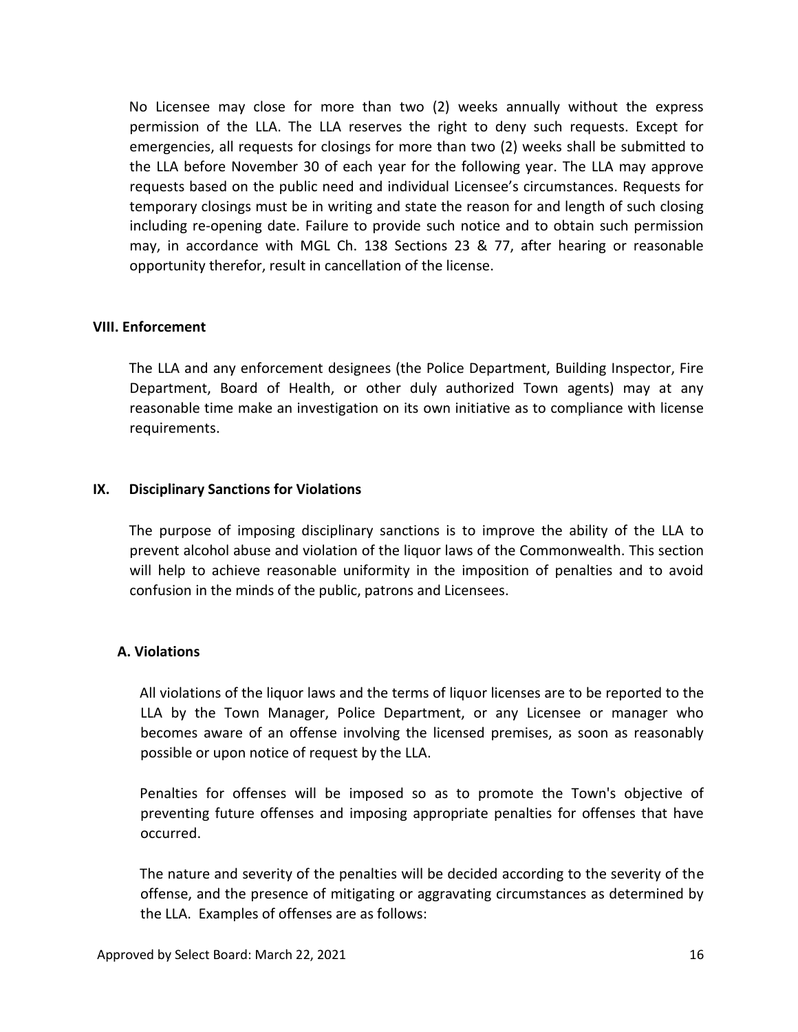No Licensee may close for more than two (2) weeks annually without the express permission of the LLA. The LLA reserves the right to deny such requests. Except for emergencies, all requests for closings for more than two (2) weeks shall be submitted to the LLA before November 30 of each year for the following year. The LLA may approve requests based on the public need and individual Licensee's circumstances. Requests for temporary closings must be in writing and state the reason for and length of such closing including re-opening date. Failure to provide such notice and to obtain such permission may, in accordance with MGL Ch. 138 Sections 23 & 77, after hearing or reasonable opportunity therefor, result in cancellation of the license.

## VIII. Enforcement

The LLA and any enforcement designees (the Police Department, Building Inspector, Fire Department, Board of Health, or other duly authorized Town agents) may at any reasonable time make an investigation on its own initiative as to compliance with license requirements.

## IX. Disciplinary Sanctions for Violations

The purpose of imposing disciplinary sanctions is to improve the ability of the LLA to prevent alcohol abuse and violation of the liquor laws of the Commonwealth. This section will help to achieve reasonable uniformity in the imposition of penalties and to avoid confusion in the minds of the public, patrons and Licensees.

### A. Violations

All violations of the liquor laws and the terms of liquor licenses are to be reported to the LLA by the Town Manager, Police Department, or any Licensee or manager who becomes aware of an offense involving the licensed premises, as soon as reasonably possible or upon notice of request by the LLA.

Penalties for offenses will be imposed so as to promote the Town's objective of preventing future offenses and imposing appropriate penalties for offenses that have occurred.

The nature and severity of the penalties will be decided according to the severity of the offense, and the presence of mitigating or aggravating circumstances as determined by the LLA. Examples of offenses are as follows: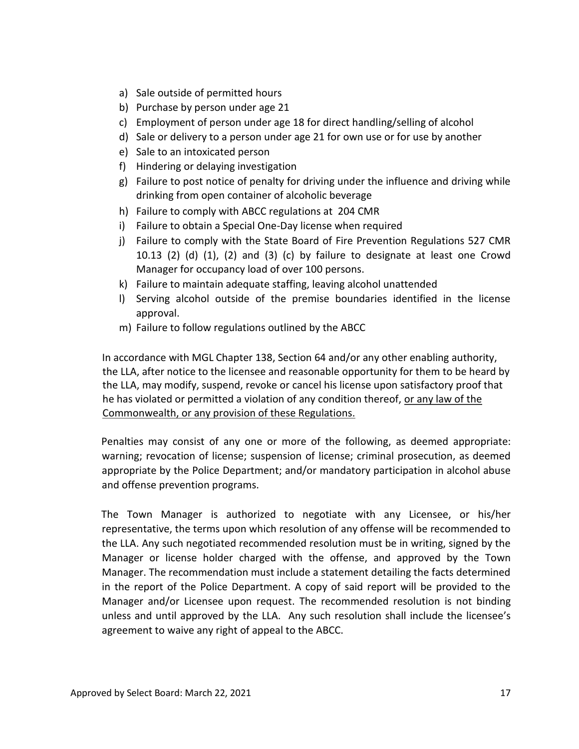a) Sale outside of permitted hours
b) Purchase by person under age 21
c) Employment of person under age 18 for direct handling/selling of alcohol
d) Sale or delivery to a person under age 21 for own use or for use by another
e) Sale to an intoxicated person
f) Hindering or delaying investigation
g) Failure to post notice of penalty for driving under the influence and driving while drinking from open container of alcoholic beverage
h) Failure to comply with ABCC regulations at 204 CMR
i) Failure to obtain a Special One-Day license when required
j) Failure to comply with the State Board of Fire Prevention Regulations 527 CMR 10.13 (2) (d) (1), (2) and (3) (c) by failure to designate at least one Crowd Manager for occupancy load of over 100 persons.
k) Failure to maintain adequate staffing, leaving alcohol unattended
l) Serving alcohol outside of the premise boundaries identified in the license approval.
m) Failure to follow regulations outlined by the ABCC

In accordance with MGL Chapter 138, Section 64 and/or any other enabling authority, the LLA, after notice to the licensee and reasonable opportunity for them to be heard by the LLA, may modify, suspend, revoke or cancel his license upon satisfactory proof that he has violated or permitted a violation of any condition thereof, <u>or any law of the Commonwealth, or any provision of these Regulations.</u>

Penalties may consist of any one or more of the following, as deemed appropriate: warning; revocation of license; suspension of license; criminal prosecution, as deemed appropriate by the Police Department; and/or mandatory participation in alcohol abuse and offense prevention programs.

The Town Manager is authorized to negotiate with any Licensee, or his/her representative, the terms upon which resolution of any offense will be recommended to the LLA. Any such negotiated recommended resolution must be in writing, signed by the Manager or license holder charged with the offense, and approved by the Town Manager. The recommendation must include a statement detailing the facts determined in the report of the Police Department. A copy of said report will be provided to the Manager and/or Licensee upon request. The recommended resolution is not binding unless and until approved by the LLA. Any such resolution shall include the licensee's agreement to waive any right of appeal to the ABCC.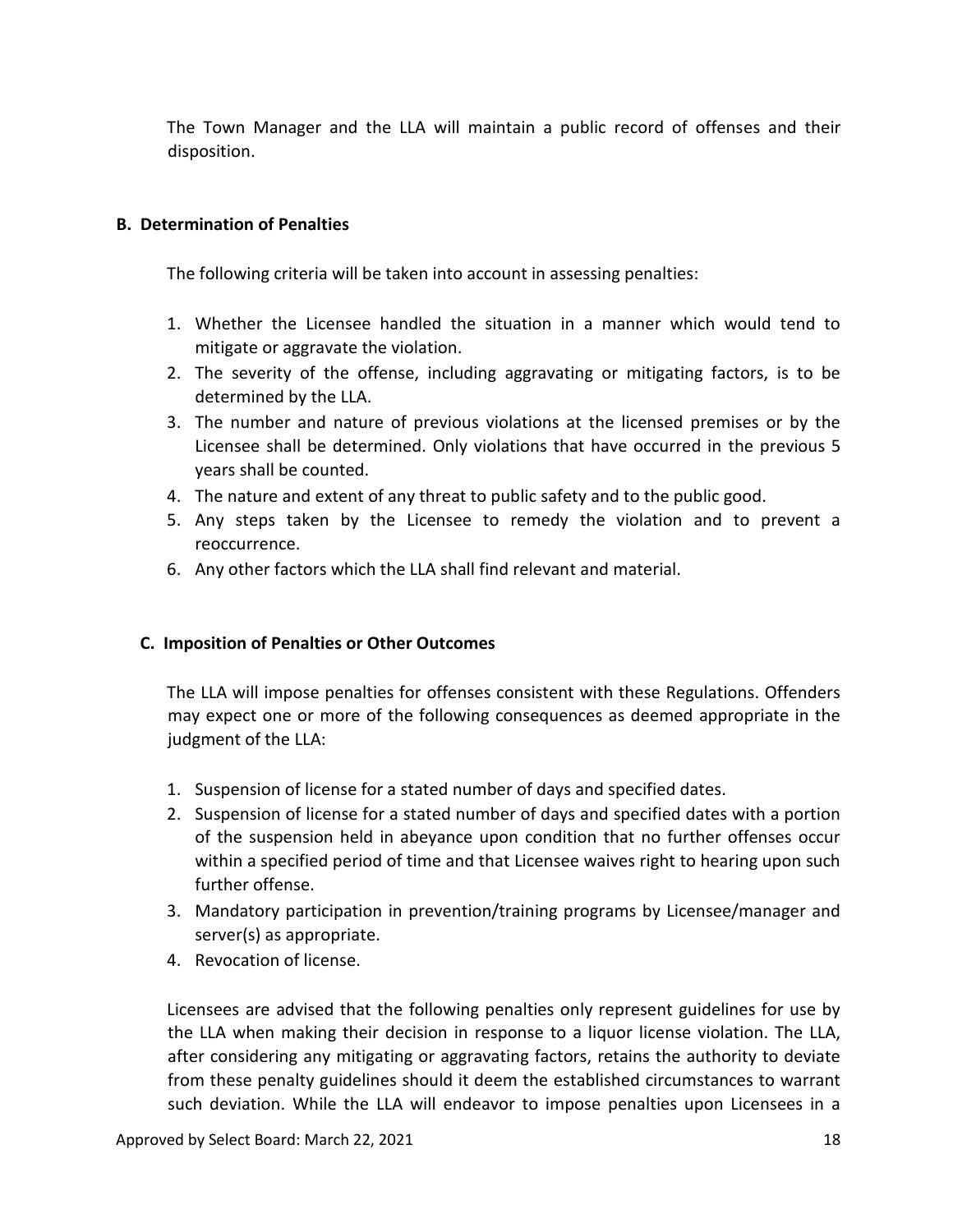The Town Manager and the LLA will maintain a public record of offenses and their disposition.

**B. Determination of Penalties**

The following criteria will be taken into account in assessing penalties:

1. Whether the Licensee handled the situation in a manner which would tend to mitigate or aggravate the violation.
2. The severity of the offense, including aggravating or mitigating factors, is to be determined by the LLA.
3. The number and nature of previous violations at the licensed premises or by the Licensee shall be determined. Only violations that have occurred in the previous 5 years shall be counted.
4. The nature and extent of any threat to public safety and to the public good.
5. Any steps taken by the Licensee to remedy the violation and to prevent a reoccurrence.
6. Any other factors which the LLA shall find relevant and material.

**C. Imposition of Penalties or Other Outcomes**

The LLA will impose penalties for offenses consistent with these Regulations. Offenders may expect one or more of the following consequences as deemed appropriate in the judgment of the LLA:

1. Suspension of license for a stated number of days and specified dates.
2. Suspension of license for a stated number of days and specified dates with a portion of the suspension held in abeyance upon condition that no further offenses occur within a specified period of time and that Licensee waives right to hearing upon such further offense.
3. Mandatory participation in prevention/training programs by Licensee/manager and server(s) as appropriate.
4. Revocation of license.

Licensees are advised that the following penalties only represent guidelines for use by the LLA when making their decision in response to a liquor license violation. The LLA, after considering any mitigating or aggravating factors, retains the authority to deviate from these penalty guidelines should it deem the established circumstances to warrant such deviation. While the LLA will endeavor to impose penalties upon Licensees in a

Approved by Select Board: March 22, 2021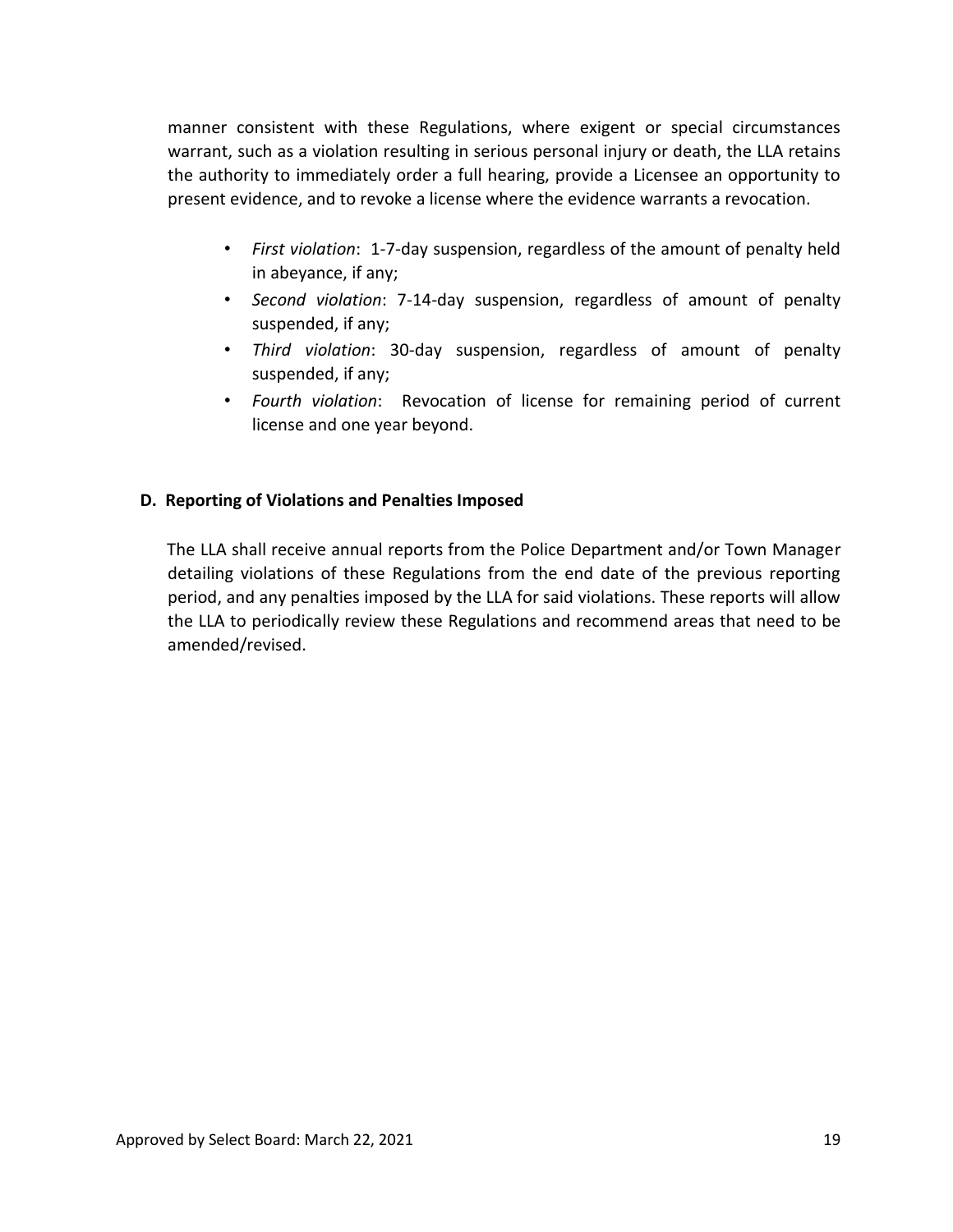manner consistent with these Regulations, where exigent or special circumstances warrant, such as a violation resulting in serious personal injury or death, the LLA retains the authority to immediately order a full hearing, provide a Licensee an opportunity to present evidence, and to revoke a license where the evidence warrants a revocation.

- *First violation*: 1-7-day suspension, regardless of the amount of penalty held in abeyance, if any;
- *Second violation*: 7-14-day suspension, regardless of amount of penalty suspended, if any;
- *Third violation*: 30-day suspension, regardless of amount of penalty suspended, if any;
- *Fourth violation*: Revocation of license for remaining period of current license and one year beyond.

### D. Reporting of Violations and Penalties Imposed

The LLA shall receive annual reports from the Police Department and/or Town Manager detailing violations of these Regulations from the end date of the previous reporting period, and any penalties imposed by the LLA for said violations. These reports will allow the LLA to periodically review these Regulations and recommend areas that need to be amended/revised.